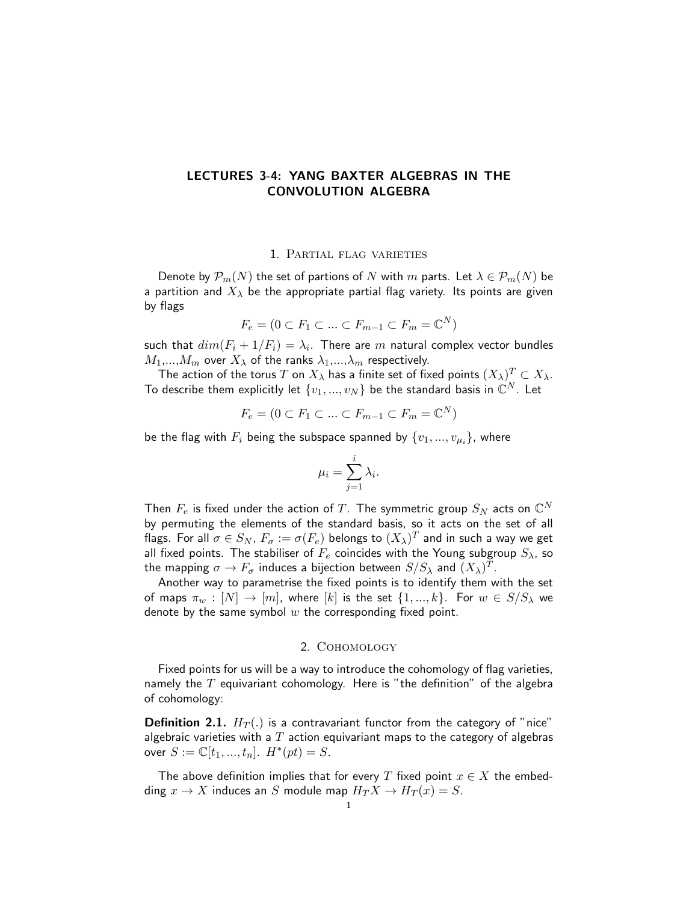# LECTURES 3-4: YANG BAXTER ALGEBRAS IN THE CONVOLUTION ALGEBRA

## 1. Partial flag varieties

Denote by $\mathcal{P}_m(N)$ the set of partions of $N$ with $m$ parts. Let $\lambda \in \mathcal{P}_m(N)$ be a partition and $X_\lambda$ be the appropriate partial flag variety. Its points are given by flags

$$F_e = (0 \subset F_1 \subset ... \subset F_{m-1} \subset F_m = \mathbb{C}^N)$$

such that $dim(F_i + 1/F_i) = \lambda_i$. There are $m$ natural complex vector bundles $M_1$,...,$M_m$ over $X_\lambda$ of the ranks $\lambda_1$,...,$\lambda_m$ respectively.

The action of the torus $T$ on $X_\lambda$ has a finite set of fixed points $(X_\lambda)^T \subset X_\lambda$. To describe them explicitly let $\{v_1, ..., v_N\}$ be the standard basis in $\mathbb{C}^N$. Let

$$F_e = (0 \subset F_1 \subset ... \subset F_{m-1} \subset F_m = \mathbb{C}^N)$$

be the flag with $F_i$ being the subspace spanned by $\{v_1, ..., v_{\mu_i}\}$, where

$$\mu_i = \sum_{j=1}^{i} \lambda_i.$$

Then $F_e$ is fixed under the action of $T$. The symmetric group $S_N$ acts on $\mathbb{C}^N$ by permuting the elements of the standard basis, so it acts on the set of all flags. For all $\sigma \in S_N$, $F_\sigma := \sigma(F_e)$ belongs to $(X_\lambda)^T$ and in such a way we get all fixed points. The stabiliser of $F_e$ coincides with the Young subgroup $S_\lambda$, so the mapping $\sigma \to F_\sigma$ induces a bijection between $S/S_\lambda$ and $(X_\lambda)^T$.

Another way to parametrise the fixed points is to identify them with the set of maps $\pi_w : [N] \to [m]$, where $[k]$ is the set $\{1, ..., k\}$. For $w \in S/S_\lambda$ we denote by the same symbol $w$ the corresponding fixed point.

## 2. Cohomology

Fixed points for us will be a way to introduce the cohomology of flag varieties, namely the $T$ equivariant cohomology. Here is "the definition" of the algebra of cohomology:

**Definition 2.1.** $H_T(.)$ is a contravariant functor from the category of "nice" algebraic varieties with a $T$ action equivariant maps to the category of algebras over $S := \mathbb{C}[t_1, ..., t_n]$. $H^*(pt) = S$.

The above definition implies that for every $T$ fixed point $x \in X$ the embedding $x \to X$ induces an $S$ module map $H_T X \to H_T(x) = S$.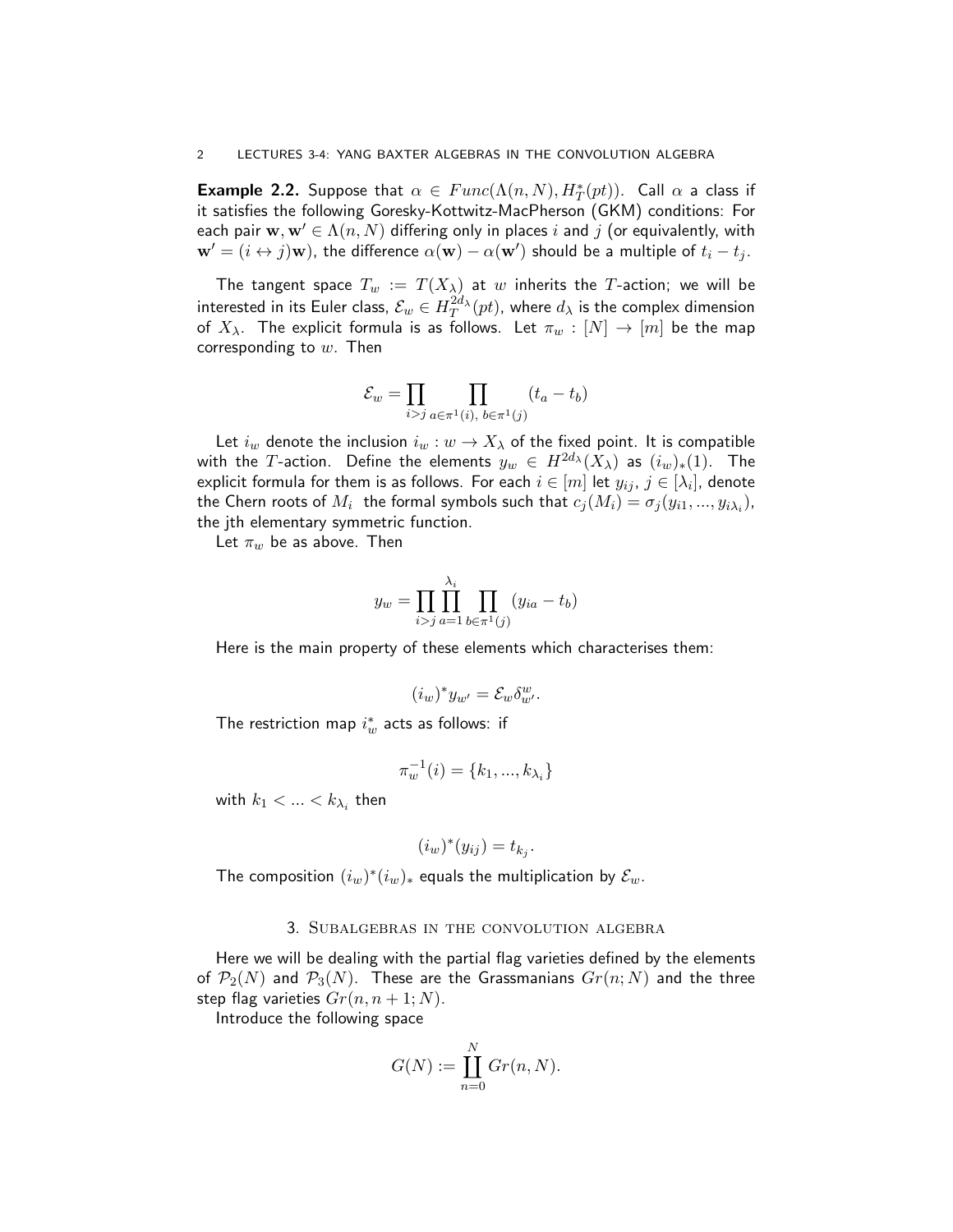**Example 2.2.** Suppose that $\alpha \in Func(\Lambda(n,N), H_T^*(pt))$. Call $\alpha$ a class if it satisfies the following Goresky-Kottwitz-MacPherson (GKM) conditions: For each pair $\mathbf{w}, \mathbf{w}' \in \Lambda(n,N)$ differing only in places $i$ and $j$ (or equivalently, with $\mathbf{w}' = (i \leftrightarrow j)\mathbf{w}$), the difference $\alpha(\mathbf{w}) - \alpha(\mathbf{w}')$ should be a multiple of $t_i - t_j$.

The tangent space $T_w := T(X_\lambda)$ at $w$ inherits the $T$-action; we will be interested in its Euler class, $\mathcal{E}_w \in H_T^{2d_\lambda}(pt)$, where $d_\lambda$ is the complex dimension of $X_\lambda$. The explicit formula is as follows. Let $\pi_w : [N] \to [m]$ be the map corresponding to $w$. Then

$$\mathcal{E}_w = \prod_{i>j} \prod_{a \in \pi^1(i),\, b \in \pi^1(j)} (t_a - t_b)$$

Let $i_w$ denote the inclusion $i_w : w \to X_\lambda$ of the fixed point. It is compatible with the $T$-action. Define the elements $y_w \in H^{2d_\lambda}(X_\lambda)$ as $(i_w)_*(1)$. The explicit formula for them is as follows. For each $i \in [m]$ let $y_{ij}$, $j \in [\lambda_i]$, denote the Chern roots of $M_i$ the formal symbols such that $c_j(M_i) = \sigma_j(y_{i1}, ..., y_{i\lambda_i})$, the jth elementary symmetric function.

Let $\pi_w$ be as above. Then

$$y_w = \prod_{i>j} \prod_{a=1}^{\lambda_i} \prod_{b \in \pi^1(j)} (y_{ia} - t_b)$$

Here is the main property of these elements which characterises them:

$$(i_w)^* y_{w'} = \mathcal{E}_w \delta^w_{w'}.$$

The restriction map $i_w^*$ acts as follows: if

$$\pi_w^{-1}(i) = \{k_1, ..., k_{\lambda_i}\}$$

with $k_1 < ... < k_{\lambda_i}$ then

$$(i_w)^*(y_{ij}) = t_{k_j}.$$

The composition $(i_w)^*(i_w)_*$ equals the multiplication by $\mathcal{E}_w$.

## 3. Subalgebras in the convolution algebra

Here we will be dealing with the partial flag varieties defined by the elements of $\mathcal{P}_2(N)$ and $\mathcal{P}_3(N)$. These are the Grassmanians $Gr(n;N)$ and the three step flag varieties $Gr(n, n+1; N)$.

Introduce the following space

$$G(N) := \coprod_{n=0}^{N} Gr(n, N).$$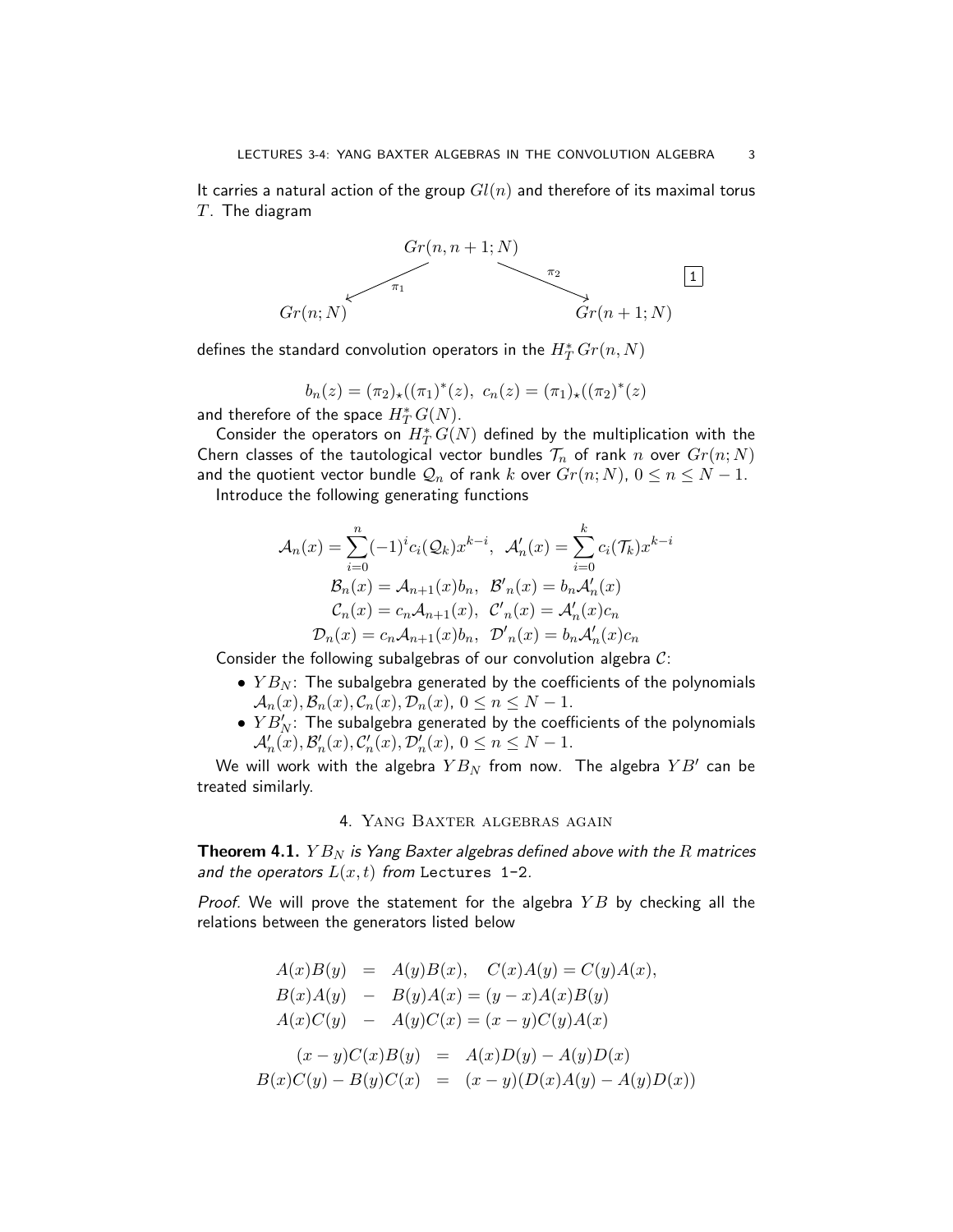It carries a natural action of the group $Gl(n)$ and therefore of its maximal torus $T$. The diagram

$$
\begin{array}{ccc}
 & Gr(n, n+1; N) & \\
\swarrow^{\pi_1} & & \searrow^{\pi_2} \\
Gr(n; N) & & Gr(n+1; N)
\end{array}
\qquad \boxed{1}
$$

defines the standard convolution operators in the $H_T^* Gr(n, N)$

$$
b_n(z) = (\pi_2)_\star((\pi_1)^*(z), \ c_n(z) = (\pi_1)_\star((\pi_2)^*(z)
$$

and therefore of the space $H_T^* G(N)$.

Consider the operators on $H_T^* G(N)$ defined by the multiplication with the Chern classes of the tautological vector bundles $\mathcal{T}_n$ of rank $n$ over $Gr(n; N)$ and the quotient vector bundle $\mathcal{Q}_n$ of rank $k$ over $Gr(n; N)$, $0 \leq n \leq N-1$.

Introduce the following generating functions

$$
\mathcal{A}_n(x) = \sum_{i=0}^{n} (-1)^i c_i(\mathcal{Q}_k) x^{k-i}, \ \ \mathcal{A}'_n(x) = \sum_{i=0}^{k} c_i(\mathcal{T}_k) x^{k-i}
$$

$$
\mathcal{B}_n(x) = \mathcal{A}_{n+1}(x) b_n, \ \ \mathcal{B'}_n(x) = b_n \mathcal{A}'_n(x)
$$

$$
\mathcal{C}_n(x) = c_n \mathcal{A}_{n+1}(x), \ \ \mathcal{C'}_n(x) = \mathcal{A}'_n(x) c_n
$$

$$
\mathcal{D}_n(x) = c_n \mathcal{A}_{n+1}(x) b_n, \ \ \mathcal{D'}_n(x) = b_n \mathcal{A}'_n(x) c_n
$$

Consider the following subalgebras of our convolution algebra $\mathcal{C}$:

- $YB_N$: The subalgebra generated by the coefficients of the polynomials $\mathcal{A}_n(x), \mathcal{B}_n(x), \mathcal{C}_n(x), \mathcal{D}_n(x)$, $0 \leq n \leq N-1$.
- $YB'_N$: The subalgebra generated by the coefficients of the polynomials $\mathcal{A}'_n(x), \mathcal{B}'_n(x), \mathcal{C}'_n(x), \mathcal{D}'_n(x)$, $0 \leq n \leq N-1$.

We will work with the algebra $YB_N$ from now. The algebra $YB'$ can be treated similarly.

## 4. Yang Baxter algebras again

**Theorem 4.1.** *$YB_N$ is Yang Baxter algebras defined above with the $R$ matrices and the operators $L(x,t)$ from* `Lectures 1-2`.

*Proof.* We will prove the statement for the algebra $YB$ by checking all the relations between the generators listed below

$$
\begin{array}{rcl}
A(x)B(y) & = & A(y)B(x), \quad C(x)A(y) = C(y)A(x), \\
B(x)A(y) & - & B(y)A(x) = (y-x)A(x)B(y) \\
A(x)C(y) & - & A(y)C(x) = (x-y)C(y)A(x)
\end{array}
$$

$$
\begin{array}{rcl}
(x-y)C(x)B(y) & = & A(x)D(y) - A(y)D(x) \\
B(x)C(y) - B(y)C(x) & = & (x-y)(D(x)A(y) - A(y)D(x))
\end{array}
$$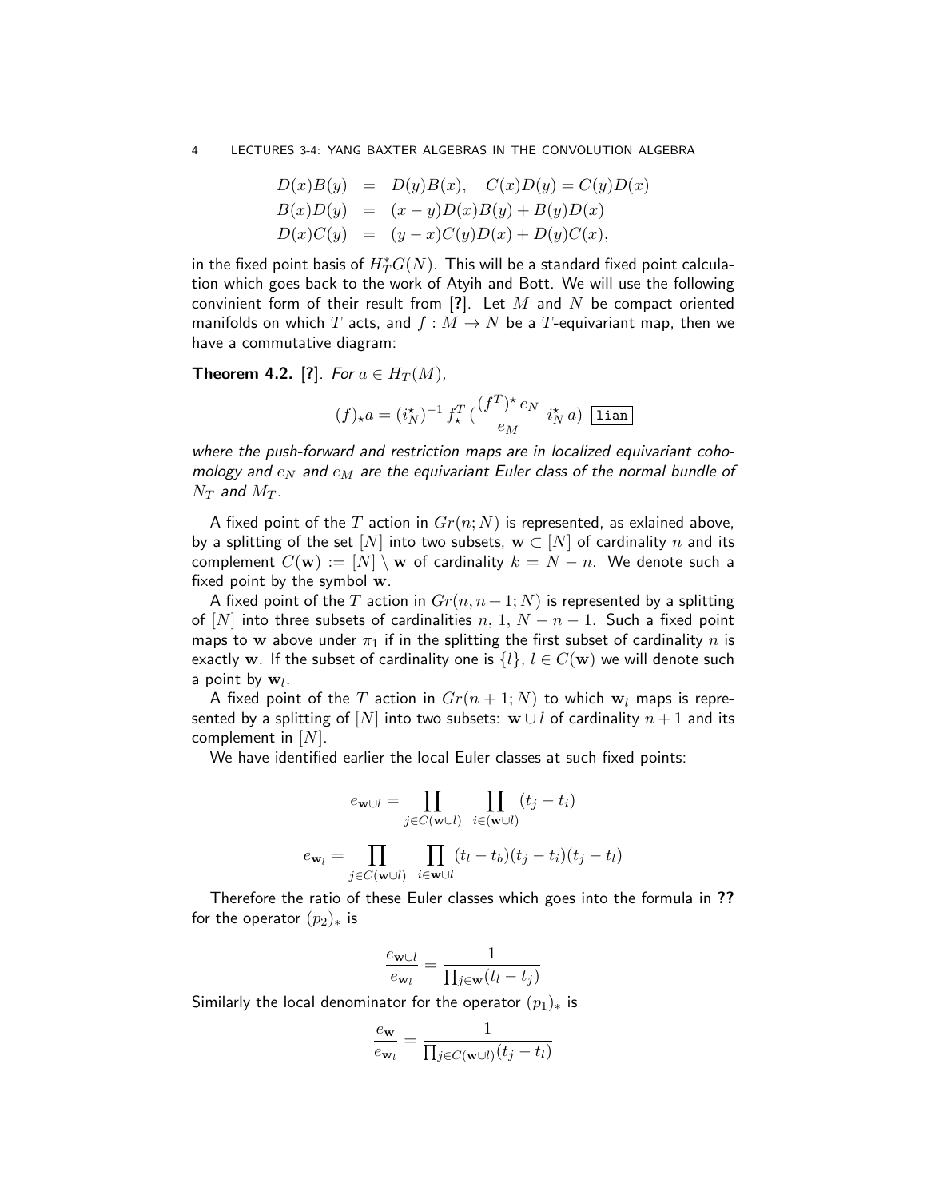$$
\begin{aligned}
D(x)B(y) &= D(y)B(x), \quad C(x)D(y) = C(y)D(x) \\
B(x)D(y) &= (x-y)D(x)B(y) + B(y)D(x) \\
D(x)C(y) &= (y-x)C(y)D(x) + D(y)C(x),
\end{aligned}
$$

in the fixed point basis of $H_T^*G(N)$. This will be a standard fixed point calculation which goes back to the work of Atyih and Bott. We will use the following convinient form of their result from [?]. Let $M$ and $N$ be compact oriented manifolds on which $T$ acts, and $f : M \to N$ be a $T$-equivariant map, then we have a commutative diagram:

**Theorem 4.2.** [?]. *For $a \in H_T(M)$,*

$$
(f)_\star a = (i_N^\star)^{-1} \, f_\star^T \, (\frac{(f^T)^\star \, e_N}{e_M} \; i_N^\star \, a) \quad \boxed{\texttt{lian}}
$$

*where the push-forward and restriction maps are in localized equivariant cohomology and $e_N$ and $e_M$ are the equivariant Euler class of the normal bundle of $N_T$ and $M_T$.*

A fixed point of the $T$ action in $Gr(n;N)$ is represented, as exlained above, by a splitting of the set $[N]$ into two subsets, $\mathbf{w} \subset [N]$ of cardinality $n$ and its complement $C(\mathbf{w}) := [N] \setminus \mathbf{w}$ of cardinality $k = N - n$. We denote such a fixed point by the symbol $\mathbf{w}$.

A fixed point of the $T$ action in $Gr(n, n+1; N)$ is represented by a splitting of $[N]$ into three subsets of cardinalities $n$, $1$, $N - n - 1$. Such a fixed point maps to $\mathbf{w}$ above under $\pi_1$ if in the splitting the first subset of cardinality $n$ is exactly $\mathbf{w}$. If the subset of cardinality one is $\{l\}$, $l \in C(\mathbf{w})$ we will denote such a point by $\mathbf{w}_l$.

A fixed point of the $T$ action in $Gr(n+1; N)$ to which $\mathbf{w}_l$ maps is represented by a splitting of $[N]$ into two subsets: $\mathbf{w} \cup l$ of cardinality $n+1$ and its complement in $[N]$.

We have identified earlier the local Euler classes at such fixed points:

$$
e_{\mathbf{w} \cup l} = \prod_{j \in C(\mathbf{w} \cup l)} \; \prod_{i \in (\mathbf{w} \cup l)} (t_j - t_i)
$$

$$
e_{\mathbf{w}_l} = \prod_{j \in C(\mathbf{w} \cup l)} \; \prod_{i \in \mathbf{w} \cup l} (t_l - t_b)(t_j - t_i)(t_j - t_l)
$$

Therefore the ratio of these Euler classes which goes into the formula in **??** for the operator $(p_2)_*$ is

$$
\frac{e_{\mathbf{w} \cup l}}{e_{\mathbf{w}_l}} = \frac{1}{\prod_{j \in \mathbf{w}} (t_l - t_j)}
$$

Similarly the local denominator for the operator $(p_1)_*$ is

$$
\frac{e_{\mathbf{w}}}{e_{\mathbf{w}_l}} = \frac{1}{\prod_{j \in C(\mathbf{w} \cup l)} (t_j - t_l)}
$$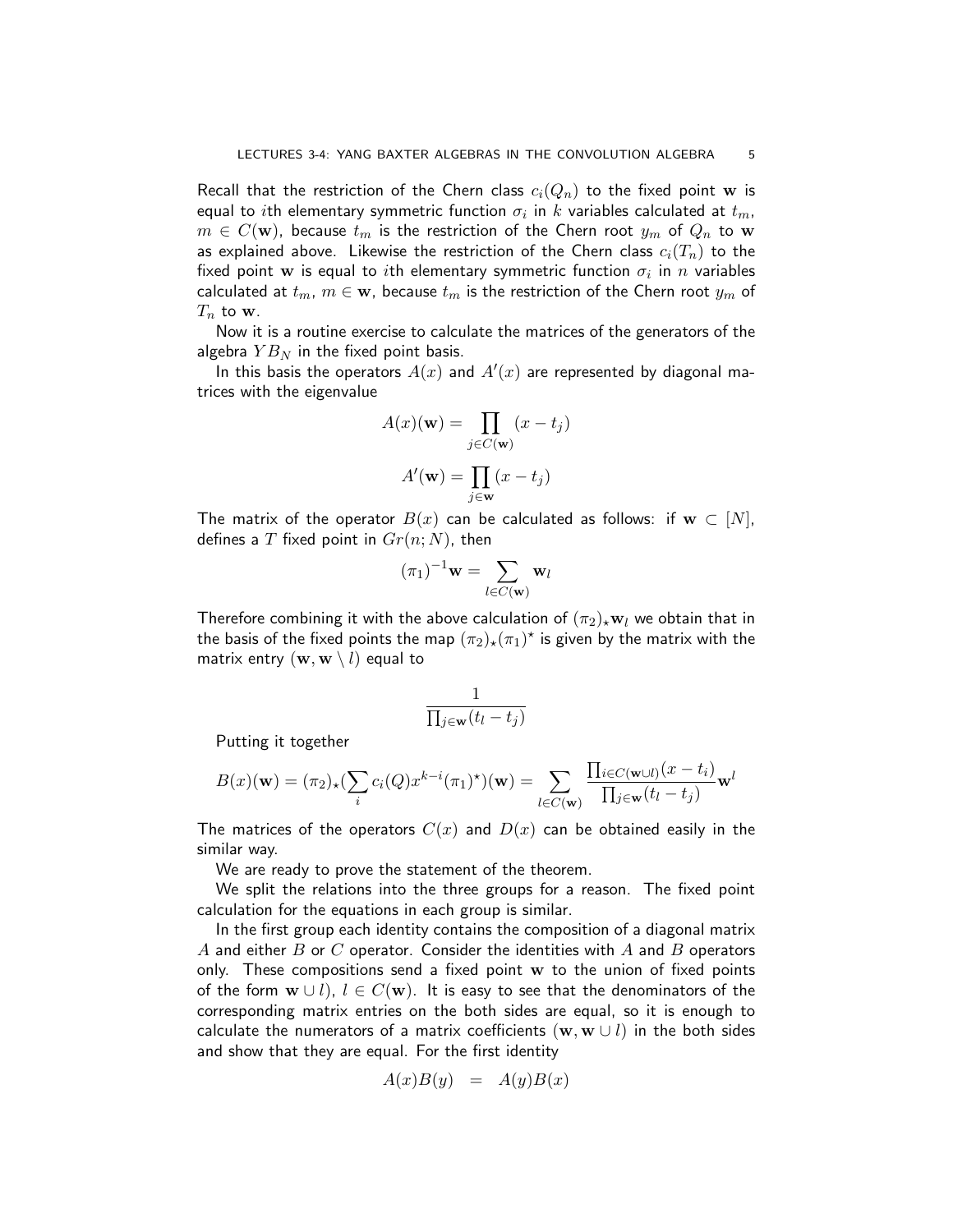Recall that the restriction of the Chern class $c_i(Q_n)$ to the fixed point $\mathbf{w}$ is equal to $i$th elementary symmetric function $\sigma_i$ in $k$ variables calculated at $t_m$, $m \in C(\mathbf{w})$, because $t_m$ is the restriction of the Chern root $y_m$ of $Q_n$ to $\mathbf{w}$ as explained above. Likewise the restriction of the Chern class $c_i(T_n)$ to the fixed point $\mathbf{w}$ is equal to $i$th elementary symmetric function $\sigma_i$ in $n$ variables calculated at $t_m$, $m \in \mathbf{w}$, because $t_m$ is the restriction of the Chern root $y_m$ of $T_n$ to $\mathbf{w}$.

Now it is a routine exercise to calculate the matrices of the generators of the algebra $YB_N$ in the fixed point basis.

In this basis the operators $A(x)$ and $A'(x)$ are represented by diagonal matrices with the eigenvalue

$$A(x)(\mathbf{w}) = \prod_{j \in C(\mathbf{w})} (x - t_j)$$

$$A'(\mathbf{w}) = \prod_{j \in \mathbf{w}} (x - t_j)$$

The matrix of the operator $B(x)$ can be calculated as follows: if $\mathbf{w} \subset [N]$, defines a $T$ fixed point in $Gr(n; N)$, then

$$(\pi_1)^{-1}\mathbf{w} = \sum_{l \in C(\mathbf{w})} \mathbf{w}_l$$

Therefore combining it with the above calculation of $(\pi_2)_\star \mathbf{w}_l$ we obtain that in the basis of the fixed points the map $(\pi_2)_\star(\pi_1)^\star$ is given by the matrix with the matrix entry $(\mathbf{w}, \mathbf{w} \setminus l)$ equal to

$$\frac{1}{\prod_{j \in \mathbf{w}}(t_l - t_j)}$$

Putting it together

$$B(x)(\mathbf{w}) = (\pi_2)_\star(\sum_i c_i(Q)x^{k-i}(\pi_1)^\star)(\mathbf{w}) = \sum_{l \in C(\mathbf{w})} \frac{\prod_{i \in C(\mathbf{w} \cup l)}(x - t_i)}{\prod_{j \in \mathbf{w}}(t_l - t_j)} \mathbf{w}^l$$

The matrices of the operators $C(x)$ and $D(x)$ can be obtained easily in the similar way.

We are ready to prove the statement of the theorem.

We split the relations into the three groups for a reason. The fixed point calculation for the equations in each group is similar.

In the first group each identity contains the composition of a diagonal matrix $A$ and either $B$ or $C$ operator. Consider the identities with $A$ and $B$ operators only. These compositions send a fixed point $\mathbf{w}$ to the union of fixed points of the form $\mathbf{w} \cup l)$, $l \in C(\mathbf{w})$. It is easy to see that the denominators of the corresponding matrix entries on the both sides are equal, so it is enough to calculate the numerators of a matrix coefficients $(\mathbf{w}, \mathbf{w} \cup l)$ in the both sides and show that they are equal. For the first identity

$$A(x)B(y) \quad = \quad A(y)B(x)$$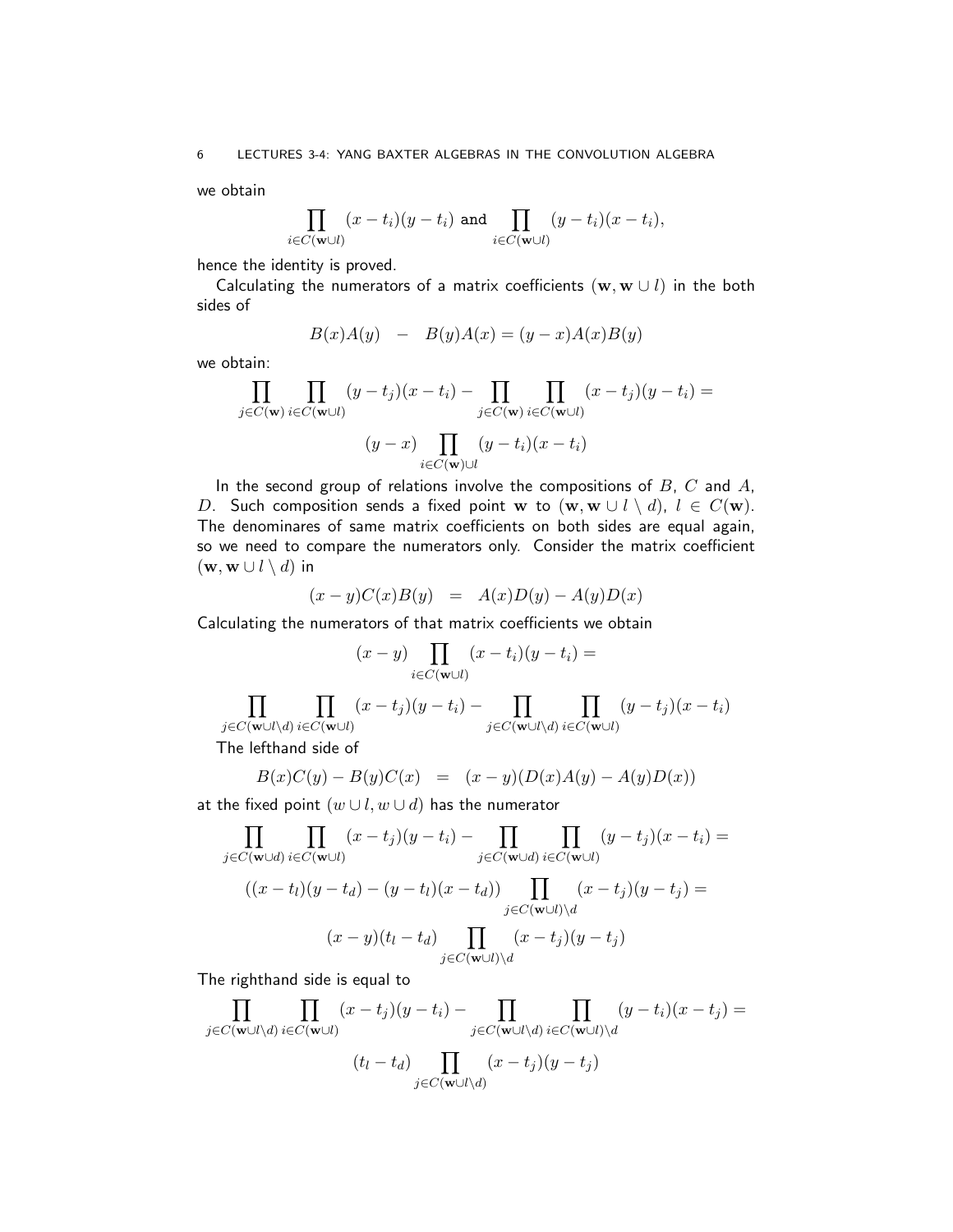we obtain

$$\prod_{i\in C(\mathbf{w}\cup l)}(x-t_i)(y-t_i) \text{ and } \prod_{i\in C(\mathbf{w}\cup l)}(y-t_i)(x-t_i),$$

hence the identity is proved.

Calculating the numerators of a matrix coefficients $(\mathbf{w},\mathbf{w}\cup l)$ in the both sides of

$$B(x)A(y) \quad - \quad B(y)A(x) = (y-x)A(x)B(y)$$

we obtain:

$$\prod_{j\in C(\mathbf{w})}\prod_{i\in C(\mathbf{w}\cup l)}(y-t_j)(x-t_i) - \prod_{j\in C(\mathbf{w})}\prod_{i\in C(\mathbf{w}\cup l)}(x-t_j)(y-t_i) =$$

$$(y-x)\prod_{i\in C(\mathbf{w})\cup l}(y-t_i)(x-t_i)$$

In the second group of relations involve the compositions of $B$, $C$ and $A$, $D$. Such composition sends a fixed point $\mathbf{w}$ to $(\mathbf{w},\mathbf{w}\cup l\setminus d)$, $l\in C(\mathbf{w})$. The denominares of same matrix coefficients on both sides are equal again, so we need to compare the numerators only. Consider the matrix coefficient $(\mathbf{w},\mathbf{w}\cup l\setminus d)$ in

$$(x-y)C(x)B(y) \quad = \quad A(x)D(y) - A(y)D(x)$$

Calculating the numerators of that matrix coefficients we obtain

$$(x-y)\prod_{i\in C(\mathbf{w}\cup l)}(x-t_i)(y-t_i) =$$

$$\prod_{j\in C(\mathbf{w}\cup l\setminus d)}\prod_{i\in C(\mathbf{w}\cup l)}(x-t_j)(y-t_i) - \prod_{j\in C(\mathbf{w}\cup l\setminus d)}\prod_{i\in C(\mathbf{w}\cup l)}(y-t_j)(x-t_i)$$

The lefthand side of

$$B(x)C(y) - B(y)C(x) \quad = \quad (x-y)(D(x)A(y) - A(y)D(x))$$

at the fixed point $(w\cup l, w\cup d)$ has the numerator

$$\prod_{j\in C(\mathbf{w}\cup d)}\prod_{i\in C(\mathbf{w}\cup l)}(x-t_j)(y-t_i) - \prod_{j\in C(\mathbf{w}\cup d)}\prod_{i\in C(\mathbf{w}\cup l)}(y-t_j)(x-t_i) =$$

$$((x-t_l)(y-t_d) - (y-t_l)(x-t_d))\prod_{j\in C(\mathbf{w}\cup l)\setminus d}(x-t_j)(y-t_j) =$$

$$(x-y)(t_l-t_d)\prod_{j\in C(\mathbf{w}\cup l)\setminus d}(x-t_j)(y-t_j)$$

The righthand side is equal to

$$\prod_{j\in C(\mathbf{w}\cup l\setminus d)}\prod_{i\in C(\mathbf{w}\cup l)}(x-t_j)(y-t_i) - \prod_{j\in C(\mathbf{w}\cup l\setminus d)}\prod_{i\in C(\mathbf{w}\cup l)\setminus d}(y-t_i)(x-t_j) =$$

$$(t_l-t_d)\prod_{j\in C(\mathbf{w}\cup l\setminus d)}(x-t_j)(y-t_j)$$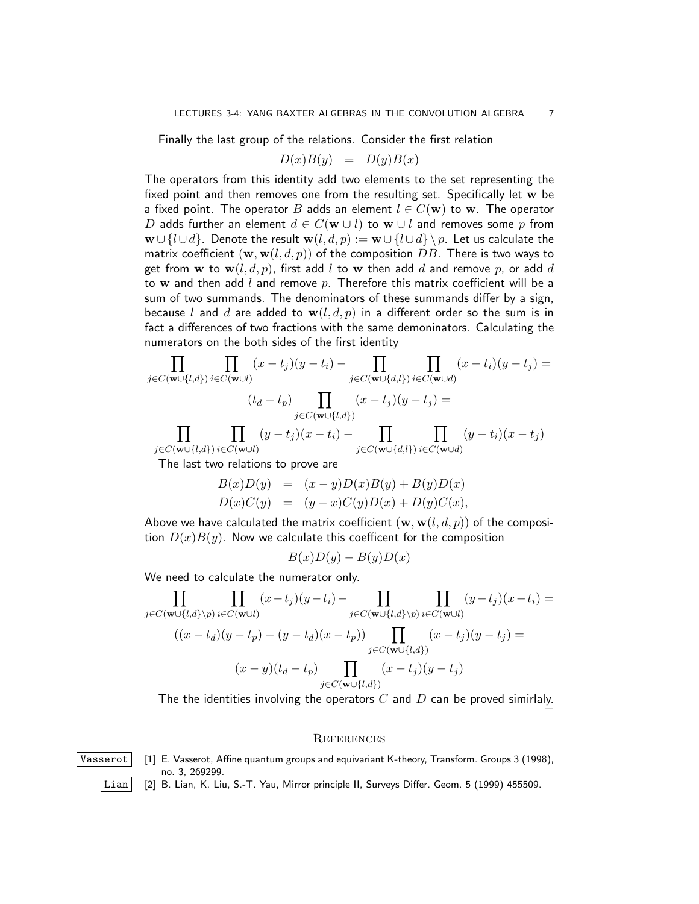Finally the last group of the relations. Consider the first relation

$$D(x)B(y) \quad = \quad D(y)B(x)$$

The operators from this identity add two elements to the set representing the fixed point and then removes one from the resulting set. Specifically let $\mathbf{w}$ be a fixed point. The operator $B$ adds an element $l \in C(\mathbf{w})$ to $\mathbf{w}$. The operator $D$ adds further an element $d \in C(\mathbf{w} \cup l)$ to $\mathbf{w} \cup l$ and removes some $p$ from $\mathbf{w} \cup \{l \cup d\}$. Denote the result $\mathbf{w}(l, d, p) := \mathbf{w} \cup \{l \cup d\} \setminus p$. Let us calculate the matrix coefficient $(\mathbf{w}, \mathbf{w}(l, d, p))$ of the composition $DB$. There is two ways to get from $\mathbf{w}$ to $\mathbf{w}(l, d, p)$, first add $l$ to $\mathbf{w}$ then add $d$ and remove $p$, or add $d$ to $\mathbf{w}$ and then add $l$ and remove $p$. Therefore this matrix coefficient will be a sum of two summands. The denominators of these summands differ by a sign, because $l$ and $d$ are added to $\mathbf{w}(l, d, p)$ in a different order so the sum is in fact a differences of two fractions with the same demoninators. Calculating the numerators on the both sides of the first identity

$$\prod_{j \in C(\mathbf{w} \cup \{l,d\})} \prod_{i \in C(\mathbf{w} \cup l)} (x - t_j)(y - t_i) - \prod_{j \in C(\mathbf{w} \cup \{d,l\})} \prod_{i \in C(\mathbf{w} \cup d)} (x - t_i)(y - t_j) =$$

$$(t_d - t_p) \prod_{j \in C(\mathbf{w} \cup \{l,d\})} (x - t_j)(y - t_j) =$$

$$\prod_{j \in C(\mathbf{w} \cup \{l,d\})} \prod_{i \in C(\mathbf{w} \cup l)} (y - t_j)(x - t_i) - \prod_{j \in C(\mathbf{w} \cup \{d,l\})} \prod_{i \in C(\mathbf{w} \cup d)} (y - t_i)(x - t_j)$$

The last two relations to prove are

$$\begin{aligned} B(x)D(y) &= (x - y)D(x)B(y) + B(y)D(x) \\ D(x)C(y) &= (y - x)C(y)D(x) + D(y)C(x), \end{aligned}$$

Above we have calculated the matrix coefficient $(\mathbf{w}, \mathbf{w}(l, d, p))$ of the composition $D(x)B(y)$. Now we calculate this coefficent for the composition

$$B(x)D(y) - B(y)D(x)$$

We need to calculate the numerator only.

$$\prod_{j \in C(\mathbf{w} \cup \{l,d\} \setminus p)} \prod_{i \in C(\mathbf{w} \cup l)} (x - t_j)(y - t_i) - \prod_{j \in C(\mathbf{w} \cup \{l,d\} \setminus p)} \prod_{i \in C(\mathbf{w} \cup l)} (y - t_j)(x - t_i) =$$

$$((x - t_d)(y - t_p) - (y - t_d)(x - t_p)) \prod_{j \in C(\mathbf{w} \cup \{l,d\})} (x - t_j)(y - t_j) =$$

$$(x - y)(t_d - t_p) \prod_{j \in C(\mathbf{w} \cup \{l,d\})} (x - t_j)(y - t_j)$$

The the identities involving the operators $C$ and $D$ can be proved simirlaly. □

## References

[1] E. Vasserot, Affine quantum groups and equivariant K-theory, Transform. Groups 3 (1998), no. 3, 269299.

[2] B. Lian, K. Liu, S.-T. Yau, Mirror principle II, Surveys Differ. Geom. 5 (1999) 455509.